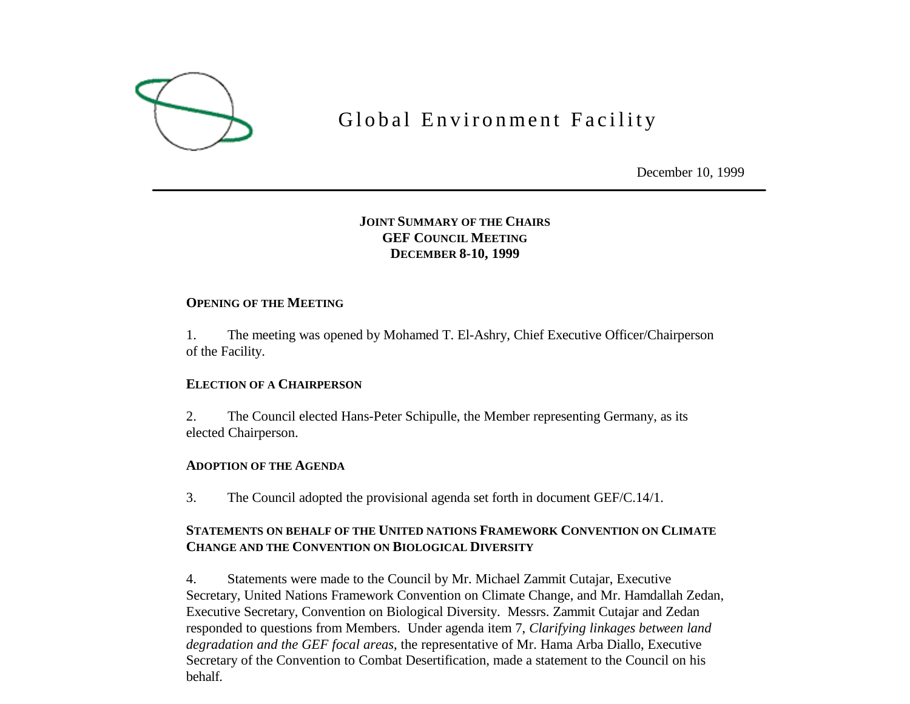Global Environment Facility

December 10, 1999

# JOINT SUMMARY OF THE CHAIRS
# GEF COUNCIL MEETING
# DECEMBER 8-10, 1999

## OPENING OF THE MEETING

1. The meeting was opened by Mohamed T. El-Ashry, Chief Executive Officer/Chairperson of the Facility.

## ELECTION OF A CHAIRPERSON

2. The Council elected Hans-Peter Schipulle, the Member representing Germany, as its elected Chairperson.

## ADOPTION OF THE AGENDA

3. The Council adopted the provisional agenda set forth in document GEF/C.14/1.

## STATEMENTS ON BEHALF OF THE UNITED NATIONS FRAMEWORK CONVENTION ON CLIMATE CHANGE AND THE CONVENTION ON BIOLOGICAL DIVERSITY

4. Statements were made to the Council by Mr. Michael Zammit Cutajar, Executive Secretary, United Nations Framework Convention on Climate Change, and Mr. Hamdallah Zedan, Executive Secretary, Convention on Biological Diversity. Messrs. Zammit Cutajar and Zedan responded to questions from Members. Under agenda item 7, *Clarifying linkages between land degradation and the GEF focal areas*, the representative of Mr. Hama Arba Diallo, Executive Secretary of the Convention to Combat Desertification, made a statement to the Council on his behalf.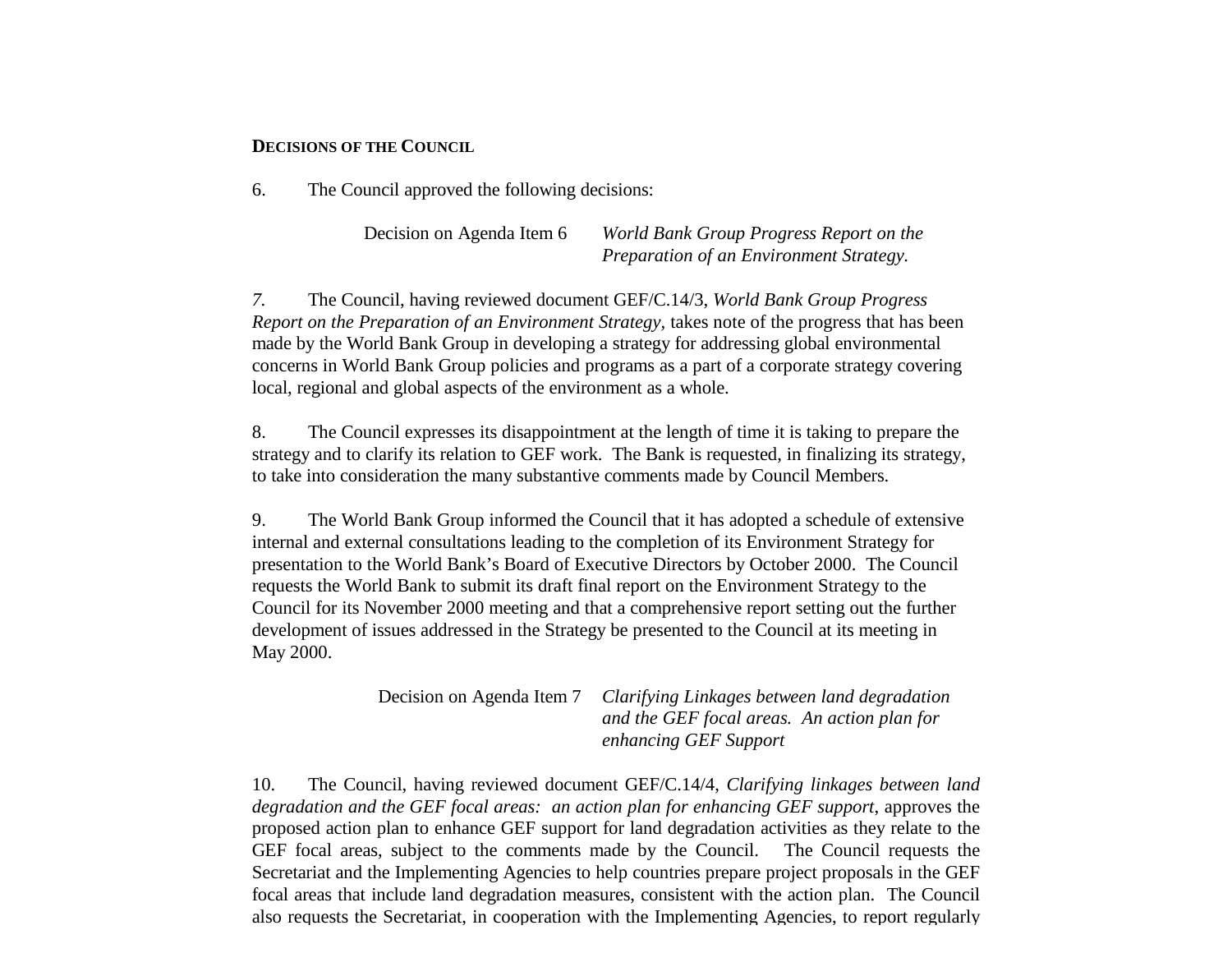**DECISIONS OF THE COUNCIL**

6. The Council approved the following decisions:

Decision on Agenda Item 6 *World Bank Group Progress Report on the Preparation of an Environment Strategy.*

*7.* The Council, having reviewed document GEF/C.14/3, *World Bank Group Progress Report on the Preparation of an Environment Strategy*, takes note of the progress that has been made by the World Bank Group in developing a strategy for addressing global environmental concerns in World Bank Group policies and programs as a part of a corporate strategy covering local, regional and global aspects of the environment as a whole.

8. The Council expresses its disappointment at the length of time it is taking to prepare the strategy and to clarify its relation to GEF work. The Bank is requested, in finalizing its strategy, to take into consideration the many substantive comments made by Council Members.

9. The World Bank Group informed the Council that it has adopted a schedule of extensive internal and external consultations leading to the completion of its Environment Strategy for presentation to the World Bank's Board of Executive Directors by October 2000. The Council requests the World Bank to submit its draft final report on the Environment Strategy to the Council for its November 2000 meeting and that a comprehensive report setting out the further development of issues addressed in the Strategy be presented to the Council at its meeting in May 2000.

Decision on Agenda Item 7 *Clarifying Linkages between land degradation and the GEF focal areas. An action plan for enhancing GEF Support*

10. The Council, having reviewed document GEF/C.14/4, *Clarifying linkages between land degradation and the GEF focal areas: an action plan for enhancing GEF support*, approves the proposed action plan to enhance GEF support for land degradation activities as they relate to the GEF focal areas, subject to the comments made by the Council. The Council requests the Secretariat and the Implementing Agencies to help countries prepare project proposals in the GEF focal areas that include land degradation measures, consistent with the action plan. The Council also requests the Secretariat, in cooperation with the Implementing Agencies, to report regularly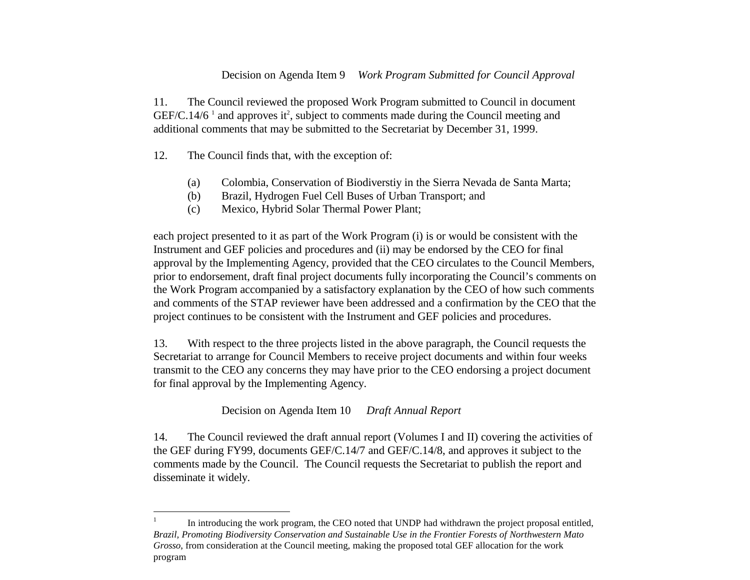Decision on Agenda Item 9 *Work Program Submitted for Council Approval*

11. The Council reviewed the proposed Work Program submitted to Council in document GEF/C.14/6 [1] and approves it[2], subject to comments made during the Council meeting and additional comments that may be submitted to the Secretariat by December 31, 1999.

12. The Council finds that, with the exception of:

(a) Colombia, Conservation of Biodiverstiy in the Sierra Nevada de Santa Marta;
(b) Brazil, Hydrogen Fuel Cell Buses of Urban Transport; and
(c) Mexico, Hybrid Solar Thermal Power Plant;

each project presented to it as part of the Work Program (i) is or would be consistent with the Instrument and GEF policies and procedures and (ii) may be endorsed by the CEO for final approval by the Implementing Agency, provided that the CEO circulates to the Council Members, prior to endorsement, draft final project documents fully incorporating the Council's comments on the Work Program accompanied by a satisfactory explanation by the CEO of how such comments and comments of the STAP reviewer have been addressed and a confirmation by the CEO that the project continues to be consistent with the Instrument and GEF policies and procedures.

13. With respect to the three projects listed in the above paragraph, the Council requests the Secretariat to arrange for Council Members to receive project documents and within four weeks transmit to the CEO any concerns they may have prior to the CEO endorsing a project document for final approval by the Implementing Agency.

Decision on Agenda Item 10 *Draft Annual Report*

14. The Council reviewed the draft annual report (Volumes I and II) covering the activities of the GEF during FY99, documents GEF/C.14/7 and GEF/C.14/8, and approves it subject to the comments made by the Council. The Council requests the Secretariat to publish the report and disseminate it widely.

---

[1] In introducing the work program, the CEO noted that UNDP had withdrawn the project proposal entitled, *Brazil, Promoting Biodiversity Conservation and Sustainable Use in the Frontier Forests of Northwestern Mato Grosso*, from consideration at the Council meeting, making the proposed total GEF allocation for the work program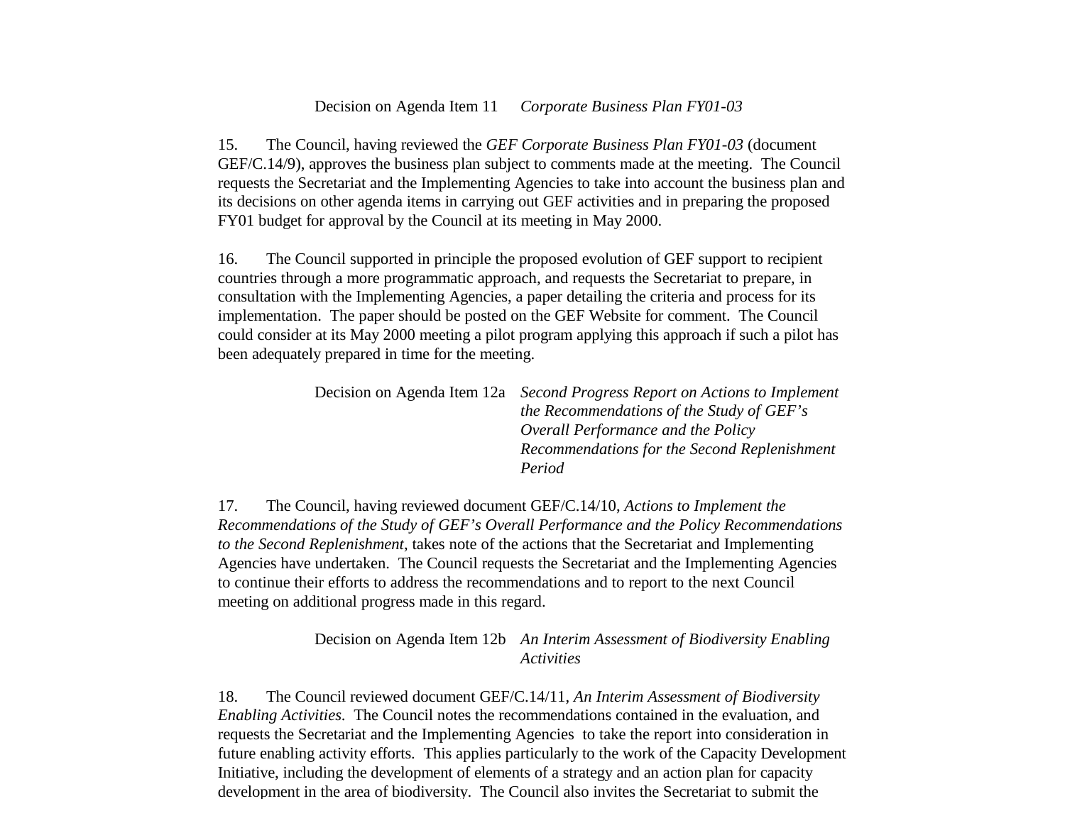Decision on Agenda Item 11 *Corporate Business Plan FY01-03*

15. The Council, having reviewed the *GEF Corporate Business Plan FY01-03* (document GEF/C.14/9), approves the business plan subject to comments made at the meeting. The Council requests the Secretariat and the Implementing Agencies to take into account the business plan and its decisions on other agenda items in carrying out GEF activities and in preparing the proposed FY01 budget for approval by the Council at its meeting in May 2000.

16. The Council supported in principle the proposed evolution of GEF support to recipient countries through a more programmatic approach, and requests the Secretariat to prepare, in consultation with the Implementing Agencies, a paper detailing the criteria and process for its implementation. The paper should be posted on the GEF Website for comment. The Council could consider at its May 2000 meeting a pilot program applying this approach if such a pilot has been adequately prepared in time for the meeting.

Decision on Agenda Item 12a *Second Progress Report on Actions to Implement the Recommendations of the Study of GEF's Overall Performance and the Policy Recommendations for the Second Replenishment Period*

17. The Council, having reviewed document GEF/C.14/10, *Actions to Implement the Recommendations of the Study of GEF's Overall Performance and the Policy Recommendations to the Second Replenishment*, takes note of the actions that the Secretariat and Implementing Agencies have undertaken. The Council requests the Secretariat and the Implementing Agencies to continue their efforts to address the recommendations and to report to the next Council meeting on additional progress made in this regard.

Decision on Agenda Item 12b *An Interim Assessment of Biodiversity Enabling Activities*

18. The Council reviewed document GEF/C.14/11, *An Interim Assessment of Biodiversity Enabling Activities.* The Council notes the recommendations contained in the evaluation, and requests the Secretariat and the Implementing Agencies to take the report into consideration in future enabling activity efforts. This applies particularly to the work of the Capacity Development Initiative, including the development of elements of a strategy and an action plan for capacity development in the area of biodiversity. The Council also invites the Secretariat to submit the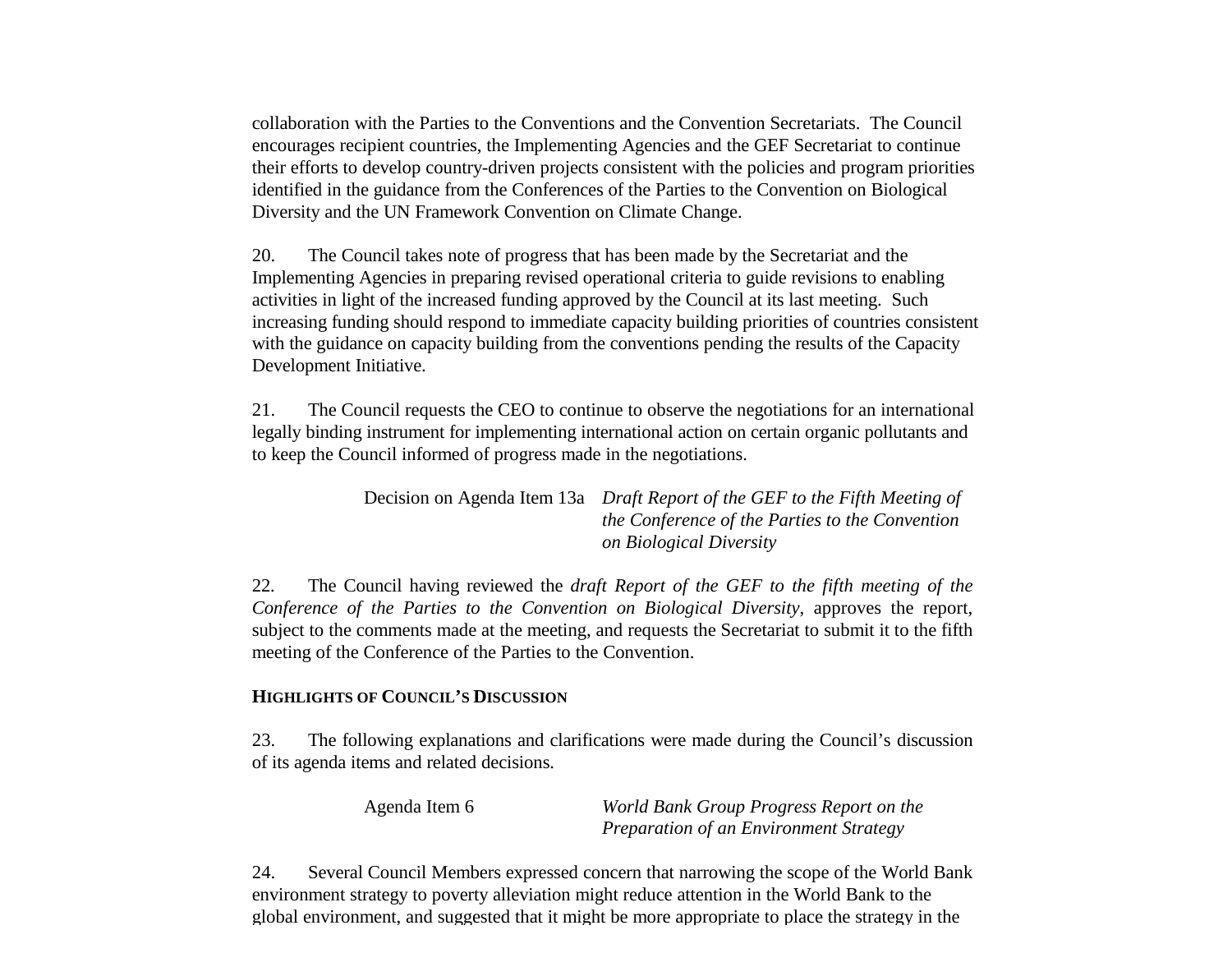collaboration with the Parties to the Conventions and the Convention Secretariats. The Council encourages recipient countries, the Implementing Agencies and the GEF Secretariat to continue their efforts to develop country-driven projects consistent with the policies and program priorities identified in the guidance from the Conferences of the Parties to the Convention on Biological Diversity and the UN Framework Convention on Climate Change.

20. The Council takes note of progress that has been made by the Secretariat and the Implementing Agencies in preparing revised operational criteria to guide revisions to enabling activities in light of the increased funding approved by the Council at its last meeting. Such increasing funding should respond to immediate capacity building priorities of countries consistent with the guidance on capacity building from the conventions pending the results of the Capacity Development Initiative.

21. The Council requests the CEO to continue to observe the negotiations for an international legally binding instrument for implementing international action on certain organic pollutants and to keep the Council informed of progress made in the negotiations.

Decision on Agenda Item 13a *Draft Report of the GEF to the Fifth Meeting of the Conference of the Parties to the Convention on Biological Diversity*

22. The Council having reviewed the *draft Report of the GEF to the fifth meeting of the Conference of the Parties to the Convention on Biological Diversity*, approves the report, subject to the comments made at the meeting, and requests the Secretariat to submit it to the fifth meeting of the Conference of the Parties to the Convention.

**HIGHLIGHTS OF COUNCIL'S DISCUSSION**

23. The following explanations and clarifications were made during the Council's discussion of its agenda items and related decisions.

Agenda Item 6 *World Bank Group Progress Report on the Preparation of an Environment Strategy*

24. Several Council Members expressed concern that narrowing the scope of the World Bank environment strategy to poverty alleviation might reduce attention in the World Bank to the global environment, and suggested that it might be more appropriate to place the strategy in the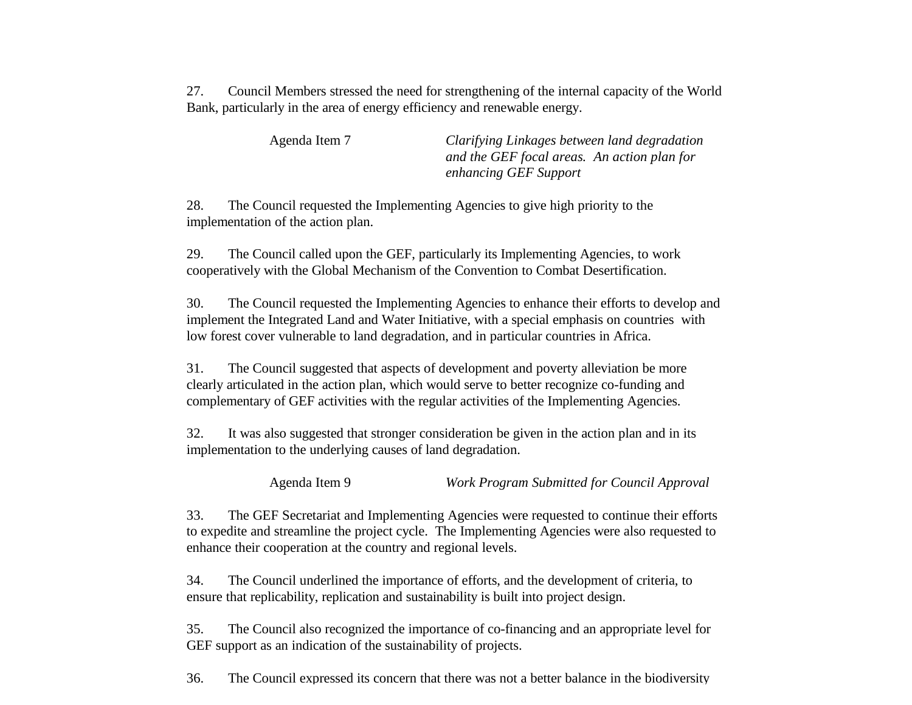27. Council Members stressed the need for strengthening of the internal capacity of the World Bank, particularly in the area of energy efficiency and renewable energy.

Agenda Item 7 — *Clarifying Linkages between land degradation and the GEF focal areas. An action plan for enhancing GEF Support*

28. The Council requested the Implementing Agencies to give high priority to the implementation of the action plan.

29. The Council called upon the GEF, particularly its Implementing Agencies, to work cooperatively with the Global Mechanism of the Convention to Combat Desertification.

30. The Council requested the Implementing Agencies to enhance their efforts to develop and implement the Integrated Land and Water Initiative, with a special emphasis on countries with low forest cover vulnerable to land degradation, and in particular countries in Africa.

31. The Council suggested that aspects of development and poverty alleviation be more clearly articulated in the action plan, which would serve to better recognize co-funding and complementary of GEF activities with the regular activities of the Implementing Agencies.

32. It was also suggested that stronger consideration be given in the action plan and in its implementation to the underlying causes of land degradation.

Agenda Item 9 — *Work Program Submitted for Council Approval*

33. The GEF Secretariat and Implementing Agencies were requested to continue their efforts to expedite and streamline the project cycle. The Implementing Agencies were also requested to enhance their cooperation at the country and regional levels.

34. The Council underlined the importance of efforts, and the development of criteria, to ensure that replicability, replication and sustainability is built into project design.

35. The Council also recognized the importance of co-financing and an appropriate level for GEF support as an indication of the sustainability of projects.

36. The Council expressed its concern that there was not a better balance in the biodiversity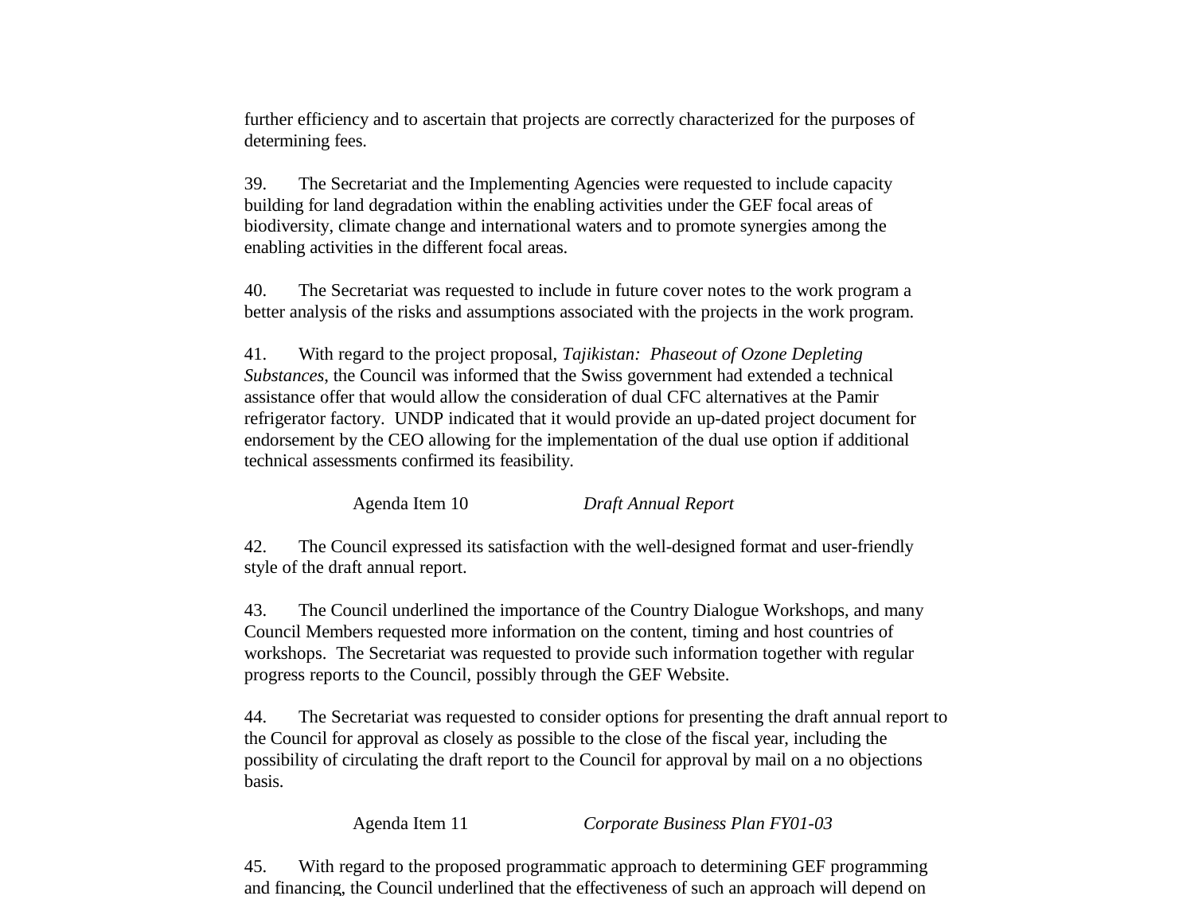further efficiency and to ascertain that projects are correctly characterized for the purposes of determining fees.

39. The Secretariat and the Implementing Agencies were requested to include capacity building for land degradation within the enabling activities under the GEF focal areas of biodiversity, climate change and international waters and to promote synergies among the enabling activities in the different focal areas.

40. The Secretariat was requested to include in future cover notes to the work program a better analysis of the risks and assumptions associated with the projects in the work program.

41. With regard to the project proposal, *Tajikistan: Phaseout of Ozone Depleting Substances*, the Council was informed that the Swiss government had extended a technical assistance offer that would allow the consideration of dual CFC alternatives at the Pamir refrigerator factory. UNDP indicated that it would provide an up-dated project document for endorsement by the CEO allowing for the implementation of the dual use option if additional technical assessments confirmed its feasibility.

Agenda Item 10 *Draft Annual Report*

42. The Council expressed its satisfaction with the well-designed format and user-friendly style of the draft annual report.

43. The Council underlined the importance of the Country Dialogue Workshops, and many Council Members requested more information on the content, timing and host countries of workshops. The Secretariat was requested to provide such information together with regular progress reports to the Council, possibly through the GEF Website.

44. The Secretariat was requested to consider options for presenting the draft annual report to the Council for approval as closely as possible to the close of the fiscal year, including the possibility of circulating the draft report to the Council for approval by mail on a no objections basis.

Agenda Item 11 *Corporate Business Plan FY01-03*

45. With regard to the proposed programmatic approach to determining GEF programming and financing, the Council underlined that the effectiveness of such an approach will depend on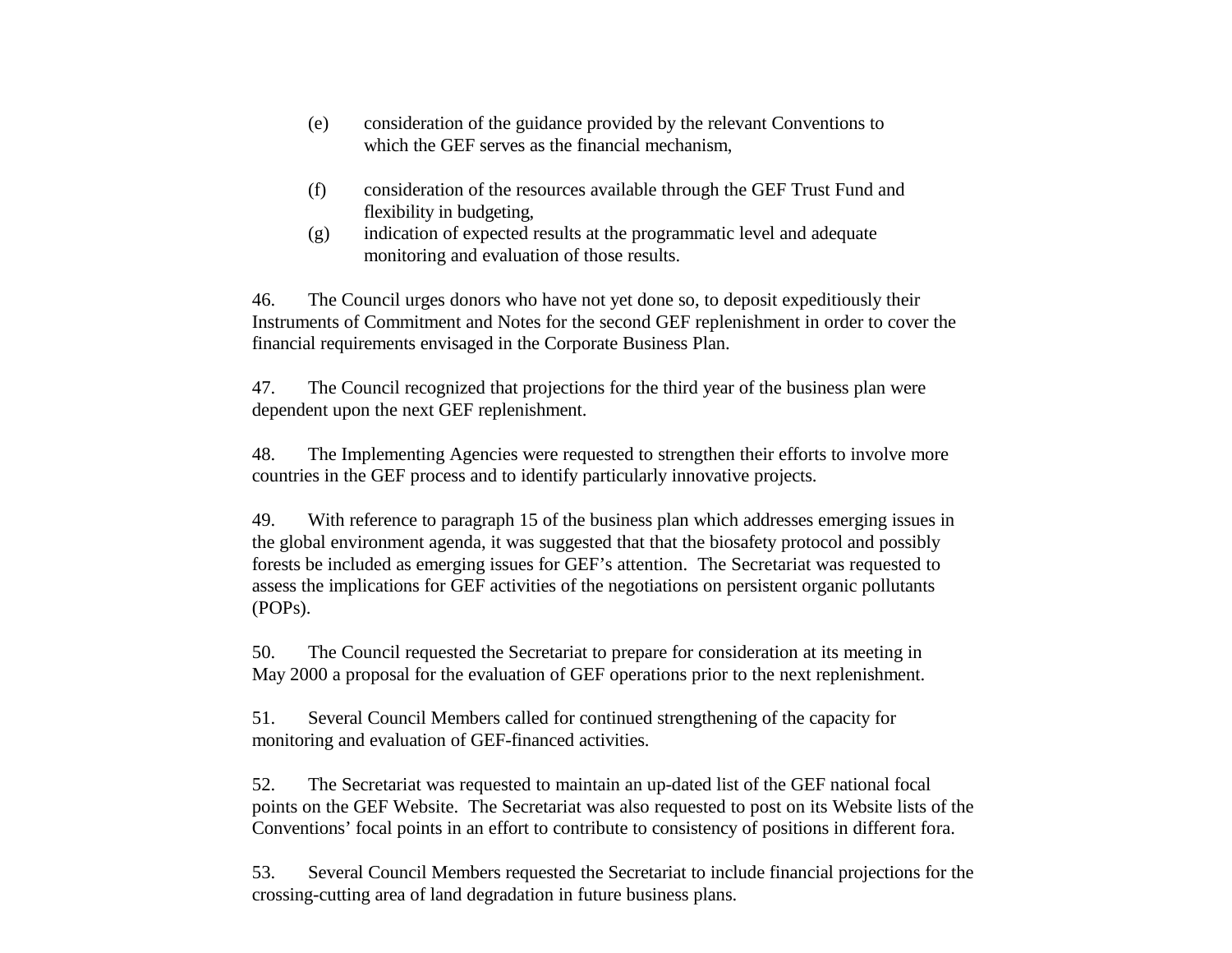(e) consideration of the guidance provided by the relevant Conventions to which the GEF serves as the financial mechanism,

(f) consideration of the resources available through the GEF Trust Fund and flexibility in budgeting,

(g) indication of expected results at the programmatic level and adequate monitoring and evaluation of those results.

46. The Council urges donors who have not yet done so, to deposit expeditiously their Instruments of Commitment and Notes for the second GEF replenishment in order to cover the financial requirements envisaged in the Corporate Business Plan.

47. The Council recognized that projections for the third year of the business plan were dependent upon the next GEF replenishment.

48. The Implementing Agencies were requested to strengthen their efforts to involve more countries in the GEF process and to identify particularly innovative projects.

49. With reference to paragraph 15 of the business plan which addresses emerging issues in the global environment agenda, it was suggested that that the biosafety protocol and possibly forests be included as emerging issues for GEF's attention. The Secretariat was requested to assess the implications for GEF activities of the negotiations on persistent organic pollutants (POPs).

50. The Council requested the Secretariat to prepare for consideration at its meeting in May 2000 a proposal for the evaluation of GEF operations prior to the next replenishment.

51. Several Council Members called for continued strengthening of the capacity for monitoring and evaluation of GEF-financed activities.

52. The Secretariat was requested to maintain an up-dated list of the GEF national focal points on the GEF Website. The Secretariat was also requested to post on its Website lists of the Conventions' focal points in an effort to contribute to consistency of positions in different fora.

53. Several Council Members requested the Secretariat to include financial projections for the crossing-cutting area of land degradation in future business plans.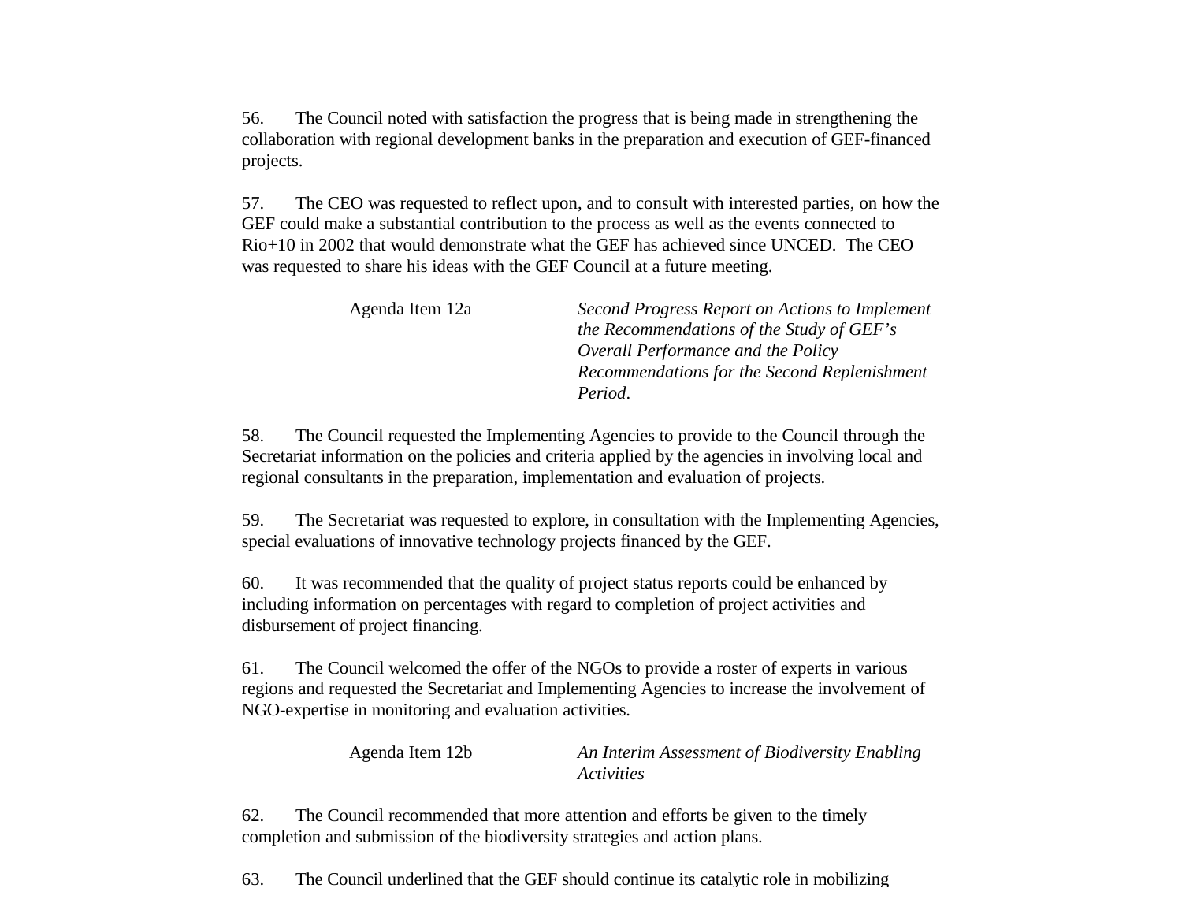56. The Council noted with satisfaction the progress that is being made in strengthening the collaboration with regional development banks in the preparation and execution of GEF-financed projects.

57. The CEO was requested to reflect upon, and to consult with interested parties, on how the GEF could make a substantial contribution to the process as well as the events connected to Rio+10 in 2002 that would demonstrate what the GEF has achieved since UNCED. The CEO was requested to share his ideas with the GEF Council at a future meeting.

Agenda Item 12a *Second Progress Report on Actions to Implement the Recommendations of the Study of GEF's Overall Performance and the Policy Recommendations for the Second Replenishment Period*.

58. The Council requested the Implementing Agencies to provide to the Council through the Secretariat information on the policies and criteria applied by the agencies in involving local and regional consultants in the preparation, implementation and evaluation of projects.

59. The Secretariat was requested to explore, in consultation with the Implementing Agencies, special evaluations of innovative technology projects financed by the GEF.

60. It was recommended that the quality of project status reports could be enhanced by including information on percentages with regard to completion of project activities and disbursement of project financing.

61. The Council welcomed the offer of the NGOs to provide a roster of experts in various regions and requested the Secretariat and Implementing Agencies to increase the involvement of NGO-expertise in monitoring and evaluation activities.

Agenda Item 12b *An Interim Assessment of Biodiversity Enabling Activities*

62. The Council recommended that more attention and efforts be given to the timely completion and submission of the biodiversity strategies and action plans.

63. The Council underlined that the GEF should continue its catalytic role in mobilizing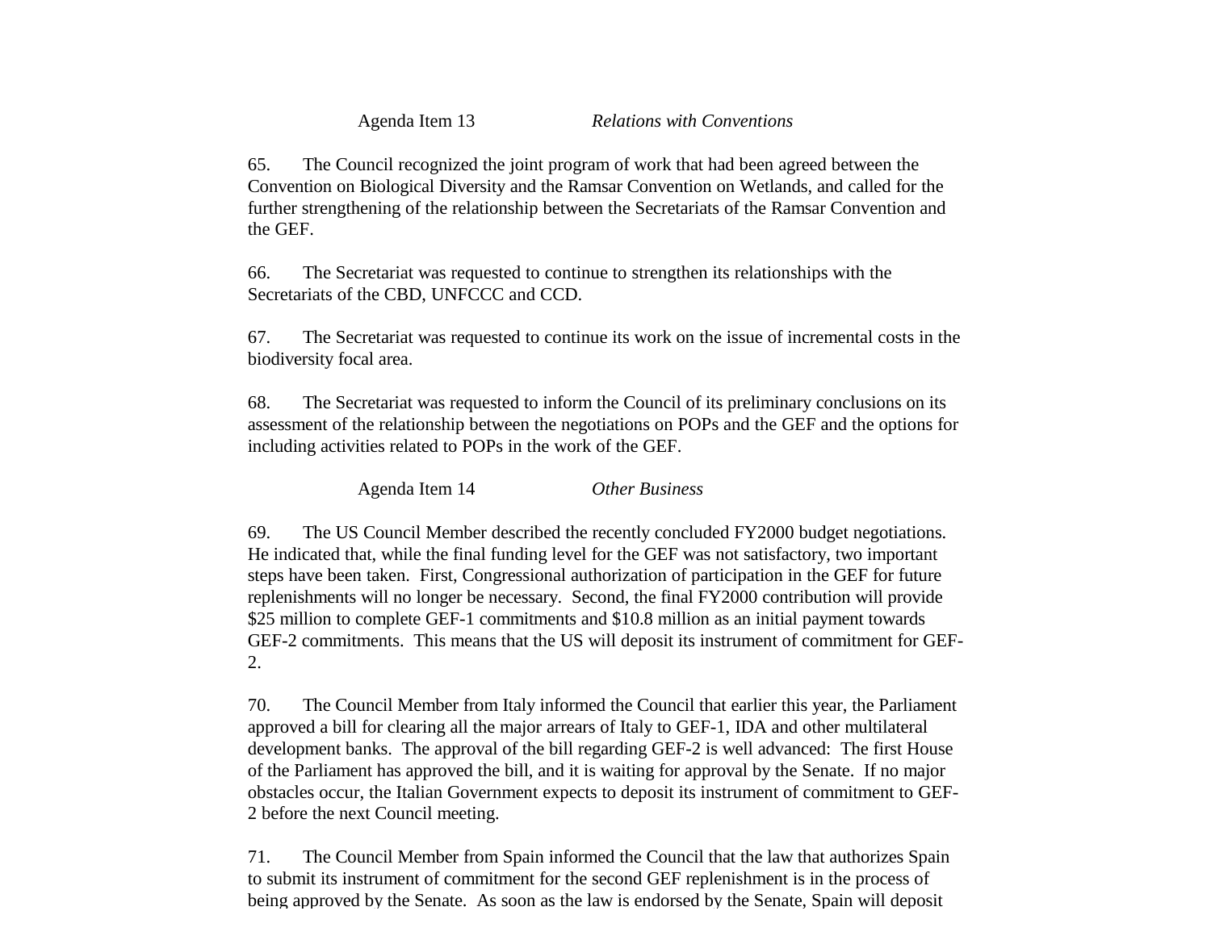Agenda Item 13 *Relations with Conventions*

65. The Council recognized the joint program of work that had been agreed between the Convention on Biological Diversity and the Ramsar Convention on Wetlands, and called for the further strengthening of the relationship between the Secretariats of the Ramsar Convention and the GEF.

66. The Secretariat was requested to continue to strengthen its relationships with the Secretariats of the CBD, UNFCCC and CCD.

67. The Secretariat was requested to continue its work on the issue of incremental costs in the biodiversity focal area.

68. The Secretariat was requested to inform the Council of its preliminary conclusions on its assessment of the relationship between the negotiations on POPs and the GEF and the options for including activities related to POPs in the work of the GEF.

Agenda Item 14 *Other Business*

69. The US Council Member described the recently concluded FY2000 budget negotiations. He indicated that, while the final funding level for the GEF was not satisfactory, two important steps have been taken. First, Congressional authorization of participation in the GEF for future replenishments will no longer be necessary. Second, the final FY2000 contribution will provide $25 million to complete GEF-1 commitments and $10.8 million as an initial payment towards GEF-2 commitments. This means that the US will deposit its instrument of commitment for GEF-2.

70. The Council Member from Italy informed the Council that earlier this year, the Parliament approved a bill for clearing all the major arrears of Italy to GEF-1, IDA and other multilateral development banks. The approval of the bill regarding GEF-2 is well advanced: The first House of the Parliament has approved the bill, and it is waiting for approval by the Senate. If no major obstacles occur, the Italian Government expects to deposit its instrument of commitment to GEF-2 before the next Council meeting.

71. The Council Member from Spain informed the Council that the law that authorizes Spain to submit its instrument of commitment for the second GEF replenishment is in the process of being approved by the Senate. As soon as the law is endorsed by the Senate, Spain will deposit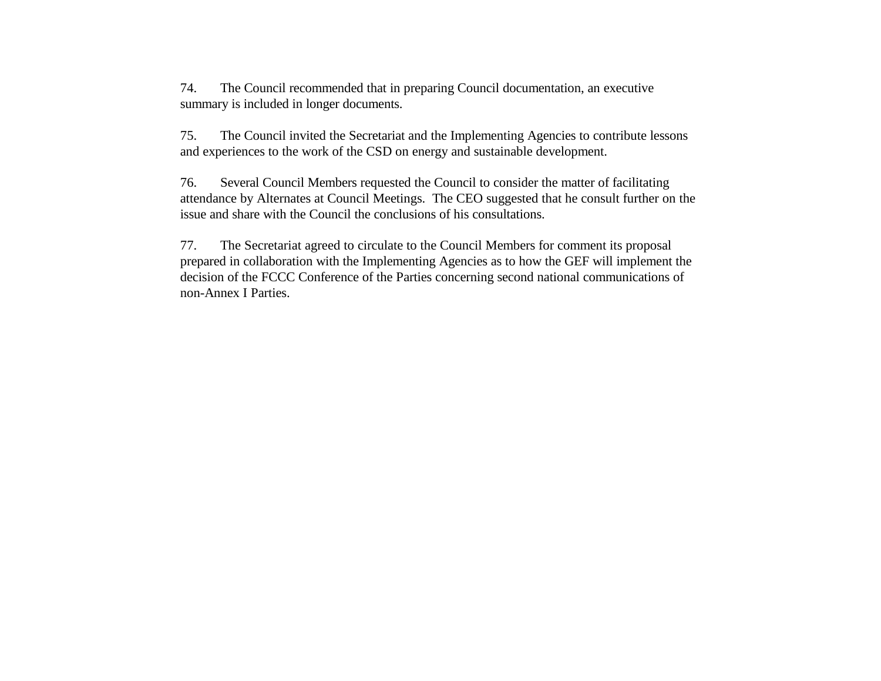74. The Council recommended that in preparing Council documentation, an executive summary is included in longer documents.

75. The Council invited the Secretariat and the Implementing Agencies to contribute lessons and experiences to the work of the CSD on energy and sustainable development.

76. Several Council Members requested the Council to consider the matter of facilitating attendance by Alternates at Council Meetings. The CEO suggested that he consult further on the issue and share with the Council the conclusions of his consultations.

77. The Secretariat agreed to circulate to the Council Members for comment its proposal prepared in collaboration with the Implementing Agencies as to how the GEF will implement the decision of the FCCC Conference of the Parties concerning second national communications of non-Annex I Parties.